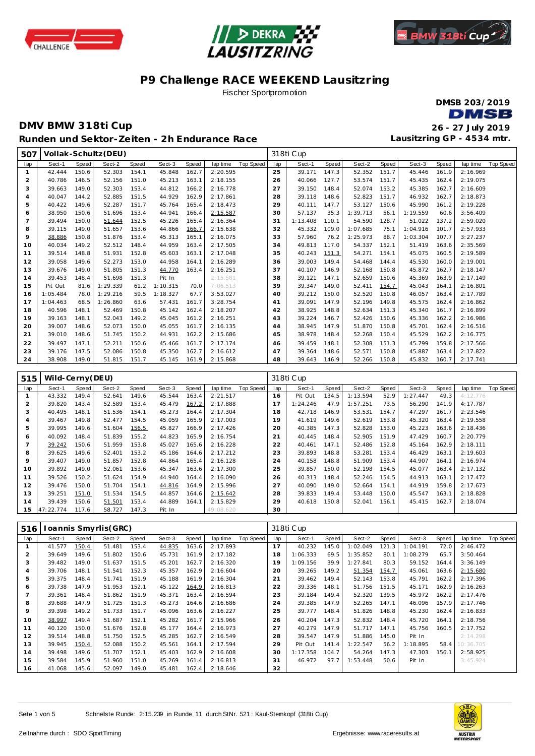# P9 Challenge RACE WEEKEND Lausitzring

Fischer Sportpromotion

DMSB 203/2019

## DMV BMW 318ti Cup

26 - 27 July 2019

### Runden und Sektor-Zeiten - 2h Endurance Race

Lausitzring GP - 4534 mtr.

| 507 | Vollak-Schultz(DEU) | | | | | | | | 318ti Cup | | | | | | | | |
|---|---|---|---|---|---|---|---|---|---|---|---|---|---|---|---|---|---|
| lap | Sect-1 | Speed | Sect-2 | Speed | Sect-3 | Speed | lap time | Top Speed | lap | Sect-1 | Speed | Sect-2 | Speed | Sect-3 | Speed | lap time | Top Speed |
| 1 | 42.444 | 150.6 | 52.303 | 154.1 | 45.848 | 162.7 | 2:20.595 | | 25 | 39.171 | 147.3 | 52.352 | 151.7 | 45.446 | 161.9 | 2:16.969 | |
| 2 | 40.786 | 146.5 | 52.156 | 151.0 | 45.213 | 163.1 | 2:18.155 | | 26 | 40.066 | 127.7 | 53.574 | 151.7 | 45.435 | 162.4 | 2:19.075 | |
| 3 | 39.663 | 149.0 | 52.303 | 153.4 | 44.812 | 166.2 | 2:16.778 | | 27 | 39.150 | 148.4 | 52.074 | 153.2 | 45.385 | 162.7 | 2:16.609 | |
| 4 | 40.047 | 144.2 | 52.885 | 151.5 | 44.929 | 162.9 | 2:17.861 | | 28 | 39.118 | 148.6 | 52.823 | 151.7 | 46.932 | 162.7 | 2:18.873 | |
| 5 | 40.422 | 149.6 | 52.287 | 151.7 | 45.764 | 165.4 | 2:18.473 | | 29 | 40.111 | 147.7 | 53.127 | 150.6 | 45.990 | 161.2 | 2:19.228 | |
| 6 | 38.950 | 150.6 | 51.696 | 153.4 | 44.941 | 166.4 | 2:15.587 | | 30 | 57.137 | 35.3 | 1:39.713 | 56.1 | 1:19.559 | 60.6 | 3:56.409 | |
| 7 | 39.494 | 150.0 | 51.644 | 152.5 | 45.226 | 165.4 | 2:16.364 | | 31 | 1:13.408 | 110.1 | 54.590 | 128.7 | 51.022 | 137.2 | 2:59.020 | |
| 8 | 39.115 | 149.0 | 51.657 | 153.6 | 44.866 | 166.7 | 2:15.638 | | 32 | 45.332 | 109.0 | 1:07.685 | 75.1 | 1:04.916 | 101.7 | 2:57.933 | |
| 9 | 38.886 | 150.8 | 51.876 | 153.4 | 45.313 | 165.1 | 2:16.075 | | 33 | 57.960 | 76.2 | 1:25.973 | 88.7 | 1:03.304 | 107.7 | 3:27.237 | |
| 10 | 40.034 | 149.2 | 52.512 | 148.4 | 44.959 | 163.4 | 2:17.505 | | 34 | 49.813 | 117.0 | 54.337 | 152.1 | 51.419 | 163.6 | 2:35.569 | |
| 11 | 39.514 | 148.8 | 51.931 | 152.8 | 45.603 | 163.1 | 2:17.048 | | 35 | 40.243 | 151.3 | 54.271 | 154.1 | 45.075 | 160.5 | 2:19.589 | |
| 12 | 39.058 | 149.6 | 52.273 | 153.0 | 44.958 | 164.1 | 2:16.289 | | 36 | 39.003 | 149.4 | 54.468 | 144.4 | 45.530 | 160.0 | 2:19.001 | |
| 13 | 39.676 | 149.0 | 51.805 | 151.3 | 44.770 | 163.4 | 2:16.251 | | 37 | 40.107 | 146.9 | 52.168 | 150.8 | 45.872 | 162.7 | 2:18.147 | |
| 14 | 39.453 | 148.4 | 51.698 | 151.3 | Pit In | | 2:15.581 | | 38 | 39.121 | 147.1 | 52.659 | 150.6 | 45.369 | 163.9 | 2:17.149 | |
| 15 | Pit Out | 81.6 | 1:29.339 | 61.2 | 1:10.315 | 70.0 | 7:06.513 | | 39 | 39.347 | 149.0 | 52.411 | 154.7 | 45.043 | 164.1 | 2:16.801 | |
| 16 | 1:05.484 | 78.0 | 1:29.216 | 59.5 | 1:18.327 | 67.7 | 3:53.027 | | 40 | 39.212 | 150.0 | 52.520 | 150.8 | 46.057 | 163.4 | 2:17.789 | |
| 17 | 1:04.463 | 68.5 | 1:26.860 | 63.6 | 57.431 | 161.7 | 3:28.754 | | 41 | 39.091 | 147.9 | 52.196 | 149.8 | 45.575 | 162.4 | 2:16.862 | |
| 18 | 40.596 | 148.1 | 52.469 | 150.8 | 45.142 | 162.4 | 2:18.207 | | 42 | 38.925 | 148.8 | 52.634 | 151.3 | 45.340 | 161.7 | 2:16.899 | |
| 19 | 39.163 | 148.1 | 52.043 | 149.2 | 45.045 | 161.2 | 2:16.251 | | 43 | 39.224 | 146.7 | 52.426 | 150.6 | 45.336 | 162.2 | 2:16.986 | |
| 20 | 39.007 | 148.6 | 52.073 | 150.0 | 45.055 | 161.7 | 2:16.135 | | 44 | 38.945 | 147.9 | 51.870 | 150.8 | 45.701 | 162.4 | 2:16.516 | |
| 21 | 39.010 | 148.6 | 51.745 | 150.2 | 44.931 | 162.2 | 2:15.686 | | 45 | 38.978 | 148.4 | 52.268 | 150.4 | 45.529 | 162.2 | 2:16.775 | |
| 22 | 39.497 | 147.1 | 52.211 | 150.6 | 45.466 | 161.7 | 2:17.174 | | 46 | 39.459 | 148.1 | 52.308 | 151.3 | 45.799 | 159.8 | 2:17.566 | |
| 23 | 39.176 | 147.5 | 52.086 | 150.8 | 45.350 | 162.7 | 2:16.612 | | 47 | 39.364 | 148.6 | 52.571 | 150.8 | 45.887 | 163.4 | 2:17.822 | |
| 24 | 38.908 | 149.0 | 51.815 | 151.7 | 45.145 | 161.9 | 2:15.868 | | 48 | 39.643 | 146.9 | 52.266 | 150.8 | 45.832 | 160.7 | 2:17.741 | |

| 515 | Wild-Cerny(DEU) | | | | | | | | 318ti Cup | | | | | | | | |
|---|---|---|---|---|---|---|---|---|---|---|---|---|---|---|---|---|---|
| lap | Sect-1 | Speed | Sect-2 | Speed | Sect-3 | Speed | lap time | Top Speed | lap | Sect-1 | Speed | Sect-2 | Speed | Sect-3 | Speed | lap time | Top Speed |
| 1 | 43.332 | 149.4 | 52.641 | 149.6 | 45.544 | 163.4 | 2:21.517 | | 16 | Pit Out | 134.5 | 1:13.594 | 52.9 | 1:27.447 | 49.3 | 4:12.776 | |
| 2 | 39.820 | 143.4 | 52.589 | 153.4 | 45.479 | 167.2 | 2:17.888 | | 17 | 1:24.246 | 47.9 | 1:57.251 | 73.5 | 56.290 | 141.9 | 4:17.787 | |
| 3 | 40.495 | 148.1 | 51.536 | 154.1 | 45.273 | 164.4 | 2:17.304 | | 18 | 42.718 | 146.9 | 53.531 | 154.7 | 47.297 | 161.7 | 2:23.546 | |
| 4 | 39.467 | 149.8 | 52.477 | 154.5 | 45.059 | 165.9 | 2:17.003 | | 19 | 41.619 | 149.6 | 52.619 | 153.8 | 45.320 | 163.4 | 2:19.558 | |
| 5 | 39.995 | 149.6 | 51.604 | 156.5 | 45.827 | 166.9 | 2:17.426 | | 20 | 40.385 | 147.3 | 52.828 | 153.0 | 45.223 | 163.6 | 2:18.436 | |
| 6 | 40.092 | 148.4 | 51.839 | 155.2 | 44.823 | 165.9 | 2:16.754 | | 21 | 40.445 | 148.4 | 52.905 | 151.9 | 47.429 | 160.7 | 2:20.779 | |
| 7 | 39.242 | 150.6 | 51.959 | 153.8 | 45.027 | 165.6 | 2:16.228 | | 22 | 40.461 | 147.1 | 52.486 | 152.8 | 45.164 | 162.9 | 2:18.111 | |
| 8 | 39.625 | 149.6 | 52.401 | 153.2 | 45.186 | 164.6 | 2:17.212 | | 23 | 39.893 | 148.8 | 53.281 | 153.4 | 46.429 | 163.1 | 2:19.603 | |
| 9 | 39.407 | 149.0 | 51.857 | 152.8 | 44.864 | 165.4 | 2:16.128 | | 24 | 40.158 | 148.8 | 51.909 | 153.4 | 44.907 | 164.1 | 2:16.974 | |
| 10 | 39.892 | 149.0 | 52.061 | 153.6 | 45.347 | 163.6 | 2:17.300 | | 25 | 39.857 | 150.0 | 52.198 | 154.5 | 45.077 | 163.4 | 2:17.132 | |
| 11 | 39.526 | 150.2 | 51.624 | 154.9 | 44.940 | 164.4 | 2:16.090 | | 26 | 40.313 | 148.4 | 52.246 | 154.5 | 44.913 | 163.1 | 2:17.472 | |
| 12 | 39.476 | 150.0 | 51.704 | 154.1 | 44.816 | 164.9 | 2:15.996 | | 27 | 40.090 | 149.0 | 52.664 | 154.1 | 44.919 | 159.8 | 2:17.673 | |
| 13 | 39.251 | 151.0 | 51.534 | 154.5 | 44.857 | 164.6 | 2:15.642 | | 28 | 39.833 | 149.4 | 53.448 | 150.0 | 45.547 | 163.1 | 2:18.828 | |
| 14 | 39.439 | 150.6 | 51.501 | 153.4 | 44.889 | 164.1 | 2:15.829 | | 29 | 40.618 | 150.8 | 52.041 | 156.1 | 45.415 | 162.7 | 2:18.074 | |
| 15 | 47:22.774 | 117.6 | 58.727 | 147.3 | Pit In | | 49:08.620 | | 30 | | | | | | | | |

| 516 | Ioannis Smyrlis(GRC) | | | | | | | | 318ti Cup | | | | | | | | |
|---|---|---|---|---|---|---|---|---|---|---|---|---|---|---|---|---|---|
| lap | Sect-1 | Speed | Sect-2 | Speed | Sect-3 | Speed | lap time | Top Speed | lap | Sect-1 | Speed | Sect-2 | Speed | Sect-3 | Speed | lap time | Top Speed |
| 1 | 41.577 | 150.4 | 51.481 | 153.4 | 44.835 | 163.6 | 2:17.893 | | 17 | 40.232 | 145.0 | 1:02.049 | 121.3 | 1:04.191 | 72.0 | 2:46.472 | |
| 2 | 39.649 | 149.6 | 51.802 | 150.6 | 45.731 | 161.9 | 2:17.182 | | 18 | 1:06.333 | 69.5 | 1:35.852 | 80.1 | 1:08.279 | 65.7 | 3:50.464 | |
| 3 | 39.482 | 149.0 | 51.637 | 151.5 | 45.201 | 162.7 | 2:16.320 | | 19 | 1:09.156 | 39.9 | 1:27.841 | 80.3 | 59.152 | 164.4 | 3:36.149 | |
| 4 | 39.706 | 148.1 | 51.541 | 152.3 | 45.357 | 162.9 | 2:16.604 | | 20 | 39.265 | 149.2 | 51.354 | 154.7 | 45.061 | 163.6 | 2:15.680 | |
| 5 | 39.375 | 148.4 | 51.741 | 151.9 | 45.188 | 161.9 | 2:16.304 | | 21 | 39.462 | 149.4 | 52.143 | 153.8 | 45.791 | 162.2 | 2:17.396 | |
| 6 | 39.738 | 147.9 | 51.953 | 152.1 | 45.122 | 164.9 | 2:16.813 | | 22 | 39.336 | 148.1 | 51.756 | 151.5 | 45.171 | 162.9 | 2:16.263 | |
| 7 | 39.361 | 148.4 | 51.862 | 151.9 | 45.371 | 163.4 | 2:16.594 | | 23 | 39.184 | 149.4 | 52.320 | 139.5 | 45.972 | 162.2 | 2:17.476 | |
| 8 | 39.688 | 147.9 | 51.725 | 151.3 | 45.273 | 164.6 | 2:16.686 | | 24 | 39.385 | 147.9 | 52.265 | 147.1 | 46.096 | 157.9 | 2:17.746 | |
| 9 | 39.398 | 149.2 | 51.733 | 151.7 | 45.096 | 163.6 | 2:16.227 | | 25 | 39.777 | 148.4 | 51.826 | 148.8 | 45.230 | 162.4 | 2:16.833 | |
| 10 | 38.997 | 149.4 | 51.687 | 152.1 | 45.282 | 161.7 | 2:15.966 | | 26 | 40.204 | 147.3 | 52.832 | 148.4 | 45.720 | 164.1 | 2:18.756 | |
| 11 | 40.120 | 150.0 | 51.676 | 152.8 | 45.177 | 164.4 | 2:16.973 | | 27 | 40.279 | 147.9 | 51.717 | 147.1 | 45.756 | 160.5 | 2:17.752 | |
| 12 | 39.514 | 148.8 | 51.750 | 152.5 | 45.285 | 162.7 | 2:16.549 | | 28 | 39.547 | 147.9 | 51.886 | 145.0 | Pit In | | 2:14.298 | |
| 13 | 39.945 | 150.4 | 52.088 | 150.2 | 45.561 | 164.1 | 2:17.594 | | 29 | Pit Out | 141.4 | 1:22.547 | 56.2 | 1:18.895 | 58.4 | 10:36.705 | |
| 14 | 39.498 | 149.6 | 51.707 | 152.1 | 45.403 | 162.9 | 2:16.608 | | 30 | 1:17.358 | 104.7 | 54.264 | 147.3 | 47.303 | 156.1 | 2:58.925 | |
| 15 | 39.584 | 145.9 | 51.960 | 151.0 | 45.269 | 161.4 | 2:16.813 | | 31 | 46.972 | 97.7 | 1:53.448 | 50.6 | Pit In | | 3:45.924 | |
| 16 | 41.068 | 145.6 | 52.097 | 149.0 | 45.481 | 162.4 | 2:18.646 | | 32 | | | | | | | | |

Schnellste Runde: 2:15.239 in Runde 11 durch StNr. 521 : Kaul-Sternkopf (318ti Cup)

Zeitnahme durch : SDO SportTiming

Ergebnisse: www.raceresults.at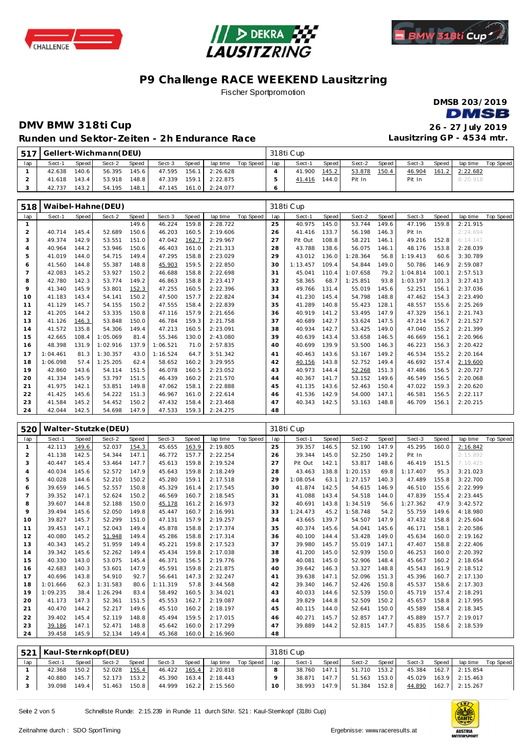# P9 Challenge RACE WEEKEND Lausitzring

Fischer Sportpromotion

DMSB 203/2019

## DMV BMW 318ti Cup

**Runden und Sektor-Zeiten - 2h Endurance Race**

26 - 27 July 2019

Lausitzring GP - 4534 mtr.

### 517 Gellert-Wichmann(DEU) — 318ti Cup

| lap | Sect-1 | Speed | Sect-2 | Speed | Sect-3 | Speed | lap time | Top Speed | lap | Sect-1 | Speed | Sect-2 | Speed | Sect-3 | Speed | lap time | Top Speed |
|---|---|---|---|---|---|---|---|---|---|---|---|---|---|---|---|---|---|
| 1 | 42.638 | 140.6 | 56.395 | 145.6 | 47.595 | 156.1 | 2:26.628 | | 4 | 41.900 | 145.2 | 53.878 | 150.4 | 46.904 | 161.2 | 2:22.682 | |
| 2 | 41.618 | 143.4 | 53.918 | 148.8 | 47.339 | 159.1 | 2:22.875 | | 5 | 41.416 | 144.0 | Pit In | | Pit In | | 8:20.918 | |
| 3 | 42.737 | 143.2 | 54.195 | 148.1 | 47.145 | 161.0 | 2:24.077 | | 6 | | | | | | | | |

### 518 Waibel-Hahne(DEU) — 318ti Cup

| lap | Sect-1 | Speed | Sect-2 | Speed | Sect-3 | Speed | lap time | Top Speed | lap | Sect-1 | Speed | Sect-2 | Speed | Sect-3 | Speed | lap time | Top Speed |
|---|---|---|---|---|---|---|---|---|---|---|---|---|---|---|---|---|---|
| 1 | | | | 149.6 | 46.224 | 159.8 | 2:28.722 | | 25 | 40.975 | 145.0 | 53.744 | 149.6 | 47.196 | 159.8 | 2:21.915 | |
| 2 | 40.714 | 145.4 | 52.689 | 150.6 | 46.203 | 160.5 | 2:19.606 | | 26 | 41.416 | 133.7 | 56.198 | 146.3 | Pit In | | 2:24.694 | |
| 3 | 49.374 | 142.9 | 53.551 | 151.0 | 47.042 | 162.7 | 2:29.967 | | 27 | Pit Out | 108.8 | 58.221 | 146.1 | 49.216 | 152.8 | 6:14.141 | |
| 4 | 40.964 | 144.2 | 53.946 | 150.6 | 46.403 | 161.0 | 2:21.313 | | 28 | 43.788 | 138.6 | 56.075 | 146.1 | 48.176 | 153.8 | 2:28.039 | |
| 5 | 41.019 | 144.0 | 54.715 | 149.4 | 47.295 | 158.8 | 2:23.029 | | 29 | 43.012 | 136.0 | 1:28.364 | 56.8 | 1:19.413 | 60.6 | 3:30.789 | |
| 6 | 41.560 | 144.8 | 55.387 | 148.8 | 45.903 | 159.5 | 2:22.850 | | 30 | 1:13.457 | 109.4 | 54.844 | 149.0 | 50.786 | 146.9 | 2:59.087 | |
| 7 | 42.083 | 145.2 | 53.927 | 150.2 | 46.688 | 158.8 | 2:22.698 | | 31 | 45.041 | 140.2 | 1:07.658 | 79.2 | 1:04.814 | 100.1 | 2:57.513 | |
| 8 | 42.780 | 142.3 | 53.774 | 149.2 | 46.863 | 158.8 | 2:23.417 | | 32 | 58.365 | 68.7 | 1:25.851 | 93.8 | 1:03.197 | 101.3 | 3:27.413 | |
| 9 | 41.340 | 145.9 | 53.801 | 152.3 | 47.255 | 160.5 | 2:22.396 | | 33 | 49.766 | 131.4 | 55.019 | 145.6 | 52.251 | 156.1 | 2:37.036 | |
| 10 | 41.183 | 143.4 | 54.141 | 150.2 | 47.500 | 157.7 | 2:22.824 | | 34 | 41.230 | 145.4 | 54.798 | 148.8 | 47.462 | 154.3 | 2:23.490 | |
| 11 | 41.129 | 145.7 | 54.155 | 150.2 | 47.555 | 158.4 | 2:22.839 | | 35 | 41.289 | 140.8 | 55.423 | 128.1 | 48.557 | 155.6 | 2:25.269 | |
| 12 | 41.205 | 144.2 | 53.335 | 150.8 | 47.116 | 157.9 | 2:21.656 | | 36 | 40.919 | 141.2 | 53.495 | 147.9 | 47.329 | 156.1 | 2:21.743 | |
| 13 | 41.126 | 146.3 | 53.848 | 150.0 | 46.784 | 159.3 | 2:21.758 | | 37 | 40.689 | 142.7 | 53.624 | 147.5 | 47.214 | 156.7 | 2:21.527 | |
| 14 | 41.572 | 135.8 | 54.306 | 149.4 | 47.213 | 160.5 | 2:23.091 | | 38 | 40.934 | 142.7 | 53.425 | 149.0 | 47.040 | 155.2 | 2:21.399 | |
| 15 | 42.665 | 108.4 | 1:05.069 | 81.4 | 55.346 | 130.0 | 2:43.080 | | 39 | 40.639 | 143.4 | 53.658 | 146.5 | 46.669 | 156.1 | 2:20.966 | |
| 16 | 48.398 | 131.9 | 1:02.916 | 137.9 | 1:06.521 | 71.0 | 2:57.835 | | 40 | 40.699 | 139.9 | 53.500 | 146.3 | 46.223 | 156.3 | 2:20.422 | |
| 17 | 1:04.461 | 81.3 | 1:30.357 | 43.0 | 1:16.524 | 64.7 | 3:51.342 | | 41 | 40.463 | 143.6 | 53.167 | 149.2 | 46.534 | 155.2 | 2:20.164 | |
| 18 | 1:06.098 | 57.4 | 1:25.205 | 62.4 | 58.652 | 160.2 | 3:29.955 | | 42 | 40.156 | 143.8 | 52.752 | 149.4 | 46.692 | 157.4 | 2:19.600 | |
| 19 | 42.860 | 143.6 | 54.114 | 151.5 | 46.078 | 160.5 | 2:23.052 | | 43 | 40.973 | 144.4 | 52.268 | 151.3 | 47.486 | 156.5 | 2:20.727 | |
| 20 | 41.334 | 145.9 | 53.797 | 151.5 | 46.439 | 160.2 | 2:21.570 | | 44 | 40.367 | 141.7 | 53.152 | 149.6 | 46.549 | 156.5 | 2:20.068 | |
| 21 | 41.975 | 142.1 | 53.851 | 149.8 | 47.062 | 158.1 | 2:22.888 | | 45 | 41.135 | 143.6 | 52.463 | 150.4 | 47.022 | 159.3 | 2:20.620 | |
| 22 | 41.425 | 145.6 | 54.222 | 151.3 | 46.967 | 161.0 | 2:22.614 | | 46 | 41.536 | 142.9 | 54.000 | 147.1 | 46.581 | 156.5 | 2:22.117 | |
| 23 | 41.584 | 145.2 | 54.452 | 150.2 | 47.432 | 158.4 | 2:23.468 | | 47 | 40.343 | 142.5 | 53.163 | 148.8 | 46.709 | 156.1 | 2:20.215 | |
| 24 | 42.044 | 142.5 | 54.698 | 147.9 | 47.533 | 159.3 | 2:24.275 | | 48 | | | | | | | | |

### 520 Walter-Stutzke(DEU) — 318ti Cup

| lap | Sect-1 | Speed | Sect-2 | Speed | Sect-3 | Speed | lap time | Top Speed | lap | Sect-1 | Speed | Sect-2 | Speed | Sect-3 | Speed | lap time | Top Speed |
|---|---|---|---|---|---|---|---|---|---|---|---|---|---|---|---|---|---|
| 1 | 42.113 | 149.6 | 52.037 | 154.3 | 45.655 | 163.9 | 2:19.805 | | 25 | 39.357 | 146.5 | 52.190 | 147.9 | 45.295 | 160.0 | 2:16.842 | |
| 2 | 41.138 | 142.5 | 54.344 | 147.1 | 46.772 | 157.7 | 2:22.254 | | 26 | 39.344 | 145.0 | 52.250 | 149.2 | Pit In | | 2:15.892 | |
| 3 | 40.447 | 145.4 | 53.464 | 147.7 | 45.613 | 159.8 | 2:19.524 | | 27 | Pit Out | 142.1 | 53.817 | 148.6 | 46.419 | 151.5 | 7:10.425 | |
| 4 | 40.034 | 145.6 | 52.572 | 147.9 | 45.643 | 159.8 | 2:18.249 | | 28 | 43.463 | 138.8 | 1:20.153 | 69.8 | 1:17.407 | 95.3 | 3:21.023 | |
| 5 | 40.028 | 144.6 | 52.210 | 150.2 | 45.280 | 159.1 | 2:17.518 | | 29 | 1:08.054 | 63.1 | 1:27.157 | 140.3 | 47.489 | 155.8 | 3:22.700 | |
| 6 | 39.659 | 146.5 | 52.557 | 150.8 | 45.329 | 161.4 | 2:17.545 | | 30 | 41.874 | 142.5 | 54.615 | 146.9 | 46.510 | 155.6 | 2:22.999 | |
| 7 | 39.352 | 147.1 | 52.624 | 150.2 | 46.569 | 160.7 | 2:18.545 | | 31 | 41.088 | 143.4 | 54.518 | 144.0 | 47.839 | 155.4 | 2:23.445 | |
| 8 | 39.607 | 144.8 | 52.188 | 150.0 | 45.178 | 161.2 | 2:16.973 | | 32 | 40.691 | 143.8 | 1:34.519 | 56.6 | 1:27.362 | 47.9 | 3:42.572 | |
| 9 | 39.494 | 145.6 | 52.050 | 149.8 | 45.447 | 160.7 | 2:16.991 | | 33 | 1:24.473 | 45.2 | 1:58.748 | 54.2 | 55.759 | 149.6 | 4:18.980 | |
| 10 | 39.827 | 145.7 | 52.299 | 151.0 | 47.131 | 157.9 | 2:19.257 | | 34 | 43.665 | 139.7 | 54.507 | 147.9 | 47.432 | 158.8 | 2:25.604 | |
| 11 | 39.453 | 147.1 | 52.043 | 149.4 | 45.878 | 158.8 | 2:17.374 | | 35 | 40.374 | 145.6 | 54.041 | 145.6 | 46.171 | 158.1 | 2:20.586 | |
| 12 | 40.080 | 145.2 | 51.948 | 149.4 | 45.286 | 158.8 | 2:17.314 | | 36 | 40.100 | 144.4 | 53.428 | 149.0 | 45.634 | 160.0 | 2:19.162 | |
| 13 | 40.343 | 145.2 | 51.959 | 149.4 | 45.221 | 159.8 | 2:17.523 | | 37 | 39.980 | 145.7 | 55.019 | 147.1 | 47.407 | 158.8 | 2:22.406 | |
| 14 | 39.342 | 145.6 | 52.262 | 149.4 | 45.434 | 159.8 | 2:17.038 | | 38 | 41.200 | 145.0 | 52.939 | 150.0 | 46.253 | 160.0 | 2:20.392 | |
| 15 | 40.330 | 143.0 | 53.075 | 145.4 | 46.371 | 156.5 | 2:19.776 | | 39 | 40.081 | 145.0 | 52.906 | 148.4 | 45.667 | 160.2 | 2:18.654 | |
| 16 | 42.683 | 140.3 | 53.601 | 147.9 | 45.591 | 159.8 | 2:21.875 | | 40 | 39.642 | 146.3 | 53.327 | 148.8 | 45.543 | 161.9 | 2:18.512 | |
| 17 | 40.696 | 143.8 | 54.910 | 92.7 | 56.641 | 147.3 | 2:32.247 | | 41 | 39.638 | 147.1 | 52.096 | 151.3 | 45.396 | 160.7 | 2:17.130 | |
| 18 | 1:01.666 | 62.3 | 1:31.583 | 80.6 | 1:11.319 | 57.8 | 3:44.568 | | 42 | 39.340 | 146.7 | 52.426 | 150.8 | 45.537 | 158.6 | 2:17.303 | |
| 19 | 1:09.235 | 38.4 | 1:26.294 | 83.4 | 58.492 | 160.5 | 3:34.021 | | 43 | 40.033 | 144.6 | 52.539 | 150.0 | 45.719 | 157.4 | 2:18.291 | |
| 20 | 41.173 | 147.3 | 52.361 | 151.5 | 45.553 | 162.7 | 2:19.087 | | 44 | 39.829 | 144.8 | 52.509 | 150.2 | 45.657 | 158.8 | 2:17.995 | |
| 21 | 40.470 | 144.2 | 52.217 | 149.6 | 45.510 | 160.2 | 2:18.197 | | 45 | 40.115 | 144.0 | 52.641 | 150.0 | 45.589 | 158.4 | 2:18.345 | |
| 22 | 39.402 | 145.4 | 52.119 | 148.8 | 45.494 | 159.5 | 2:17.015 | | 46 | 40.271 | 145.7 | 52.857 | 147.7 | 45.889 | 157.7 | 2:19.017 | |
| 23 | 39.186 | 147.1 | 52.471 | 148.8 | 45.642 | 160.0 | 2:17.299 | | 47 | 39.889 | 144.2 | 52.815 | 147.7 | 45.835 | 158.6 | 2:18.539 | |
| 24 | 39.458 | 145.9 | 52.134 | 149.4 | 45.368 | 160.0 | 2:16.960 | | 48 | | | | | | | | |

### 521 Kaul-Sternkopf(DEU) — 318ti Cup

| lap | Sect-1 | Speed | Sect-2 | Speed | Sect-3 | Speed | lap time | Top Speed | lap | Sect-1 | Speed | Sect-2 | Speed | Sect-3 | Speed | lap time | Top Speed |
|---|---|---|---|---|---|---|---|---|---|---|---|---|---|---|---|---|---|
| 1 | 42.368 | 150.2 | 52.028 | 155.4 | 46.422 | 165.4 | 2:20.818 | | 8 | 38.760 | 147.1 | 51.710 | 153.2 | 45.384 | 162.7 | 2:15.854 | |
| 2 | 40.880 | 145.7 | 52.173 | 153.2 | 45.390 | 163.4 | 2:18.443 | | 9 | 38.871 | 147.7 | 51.563 | 153.0 | 45.029 | 163.9 | 2:15.463 | |
| 3 | 39.098 | 149.4 | 51.463 | 150.8 | 44.999 | 162.2 | 2:15.560 | | 10 | 38.993 | 147.9 | 51.384 | 152.8 | 44.890 | 162.7 | 2:15.267 | |

Schnellste Runde: 2:15.239 in Runde 11 durch StNr. 521 : Kaul-Sternkopf (318ti Cup)

Zeitnahme durch : SDO SportTiming

Ergebnisse: www.raceresults.at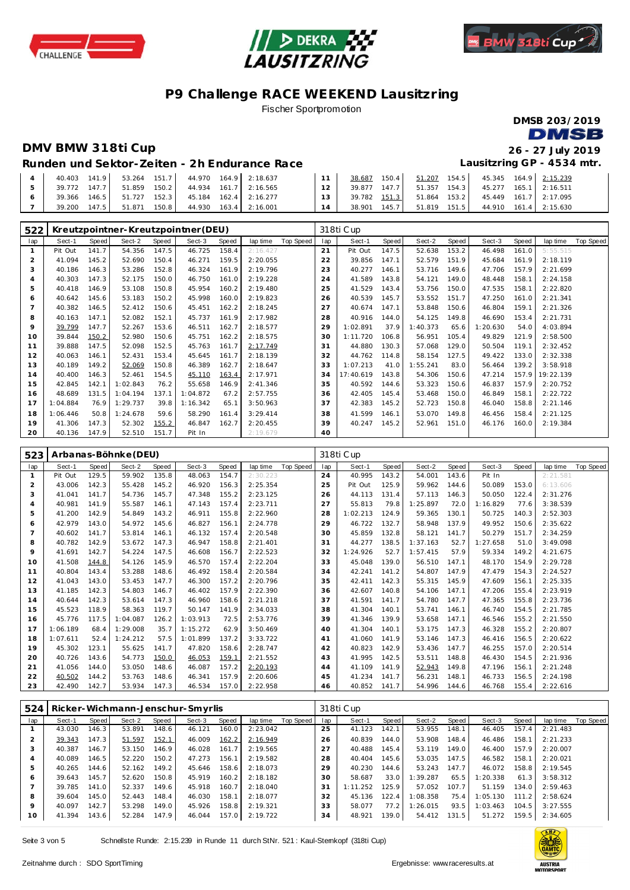# P9 Challenge RACE WEEKEND Lausitzring

Fischer Sportpromotion

DMSB 203/2019

## DMV BMW 318ti Cup

26 - 27 July 2019

### Runden und Sektor-Zeiten - 2h Endurance Race

Lausitzring GP - 4534 mtr.

| lap | Sect-1 | Speed | Sect-2 | Speed | Sect-3 | Speed | lap time | Top Speed | lap | Sect-1 | Speed | Sect-2 | Speed | Sect-3 | Speed | lap time | Top Speed |
|---|---|---|---|---|---|---|---|---|---|---|---|---|---|---|---|---|---|
| 4 | 40.403 | 141.9 | 53.264 | 151.7 | 44.970 | 164.9 | 2:18.637 | | 11 | 38.687 | 150.4 | 51.207 | 154.5 | 45.345 | 164.9 | 2:15.239 | |
| 5 | 39.772 | 147.7 | 51.859 | 150.2 | 44.934 | 161.7 | 2:16.565 | | 12 | 39.877 | 147.7 | 51.357 | 154.3 | 45.277 | 165.1 | 2:16.511 | |
| 6 | 39.366 | 146.5 | 51.727 | 152.3 | 45.184 | 162.4 | 2:16.277 | | 13 | 39.782 | 151.3 | 51.864 | 153.2 | 45.449 | 161.7 | 2:17.095 | |
| 7 | 39.200 | 147.5 | 51.871 | 150.8 | 44.930 | 163.4 | 2:16.001 | | 14 | 38.901 | 145.7 | 51.819 | 151.5 | 44.910 | 161.4 | 2:15.630 | |

### 522 Kreutzpointner-Kreutzpointner(DEU) — 318ti Cup

| lap | Sect-1 | Speed | Sect-2 | Speed | Sect-3 | Speed | lap time | Top Speed | lap | Sect-1 | Speed | Sect-2 | Speed | Sect-3 | Speed | lap time | Top Speed |
|---|---|---|---|---|---|---|---|---|---|---|---|---|---|---|---|---|---|
| 1 | Pit Out | 141.7 | 54.356 | 147.5 | 46.725 | 158.4 | 2:16.427 | | 21 | Pit Out | 147.5 | 52.638 | 153.2 | 46.498 | 161.0 | 5:55.515 | |
| 2 | 41.094 | 145.2 | 52.690 | 150.4 | 46.271 | 159.5 | 2:20.055 | | 22 | 39.856 | 147.1 | 52.579 | 151.9 | 45.684 | 161.9 | 2:18.119 | |
| 3 | 40.186 | 146.3 | 53.286 | 152.8 | 46.324 | 161.9 | 2:19.796 | | 23 | 40.277 | 146.1 | 53.716 | 149.6 | 47.706 | 157.9 | 2:21.699 | |
| 4 | 40.303 | 147.3 | 52.175 | 150.0 | 46.750 | 161.0 | 2:19.228 | | 24 | 41.589 | 143.8 | 54.121 | 149.0 | 48.448 | 158.1 | 2:24.158 | |
| 5 | 40.418 | 146.9 | 53.108 | 150.8 | 45.954 | 160.2 | 2:19.480 | | 25 | 41.529 | 143.4 | 53.596 | 150.0 | 47.535 | 158.1 | 2:22.820 | |
| 6 | 40.642 | 145.6 | 53.183 | 150.2 | 45.998 | 160.0 | 2:19.823 | | 26 | 40.539 | 145.7 | 53.552 | 151.7 | 47.250 | 161.0 | 2:21.341 | |
| 7 | 40.382 | 146.5 | 52.412 | 150.6 | 45.451 | 162.2 | 2:18.245 | | 27 | 40.674 | 147.1 | 53.848 | 150.6 | 46.804 | 159.1 | 2:21.326 | |
| 8 | 40.163 | 147.1 | 52.082 | 152.1 | 45.737 | 161.9 | 2:17.982 | | 28 | 40.916 | 144.0 | 54.125 | 149.8 | 46.690 | 153.4 | 2:21.731 | |
| 9 | 39.799 | 147.7 | 52.267 | 153.6 | 46.511 | 162.7 | 2:18.577 | | 29 | 1:02.891 | 37.9 | 1:40.373 | 65.6 | 1:20.630 | 54.0 | 4:03.894 | |
| 10 | 39.844 | 150.2 | 52.980 | 150.6 | 45.751 | 162.2 | 2:18.575 | | 30 | 1:11.720 | 106.8 | 56.951 | 105.4 | 49.829 | 121.9 | 2:58.500 | |
| 11 | 39.888 | 147.5 | 52.098 | 152.5 | 45.763 | 161.7 | 2:17.749 | | 31 | 44.880 | 130.3 | 57.068 | 129.0 | 50.504 | 119.1 | 2:32.452 | |
| 12 | 40.063 | 146.1 | 52.431 | 153.4 | 45.645 | 161.7 | 2:18.139 | | 32 | 44.762 | 114.8 | 58.154 | 127.5 | 49.422 | 133.0 | 2:32.338 | |
| 13 | 40.189 | 149.2 | 52.069 | 150.8 | 46.389 | 162.7 | 2:18.647 | | 33 | 1:07.213 | 41.0 | 1:55.241 | 83.0 | 56.464 | 139.2 | 3:58.918 | |
| 14 | 40.400 | 146.3 | 52.461 | 154.5 | 45.110 | 163.4 | 2:17.971 | | 34 | 17:40.619 | 143.8 | 54.306 | 150.6 | 47.214 | 157.9 | 19:22.139 | |
| 15 | 42.845 | 142.1 | 1:02.843 | 76.2 | 55.658 | 146.9 | 2:41.346 | | 35 | 40.592 | 144.6 | 53.323 | 150.0 | 46.837 | 157.9 | 2:20.752 | |
| 16 | 48.689 | 131.5 | 1:04.194 | 137.1 | 1:04.872 | 67.2 | 2:57.755 | | 36 | 42.405 | 145.4 | 53.468 | 150.0 | 46.849 | 158.1 | 2:22.722 | |
| 17 | 1:04.884 | 76.9 | 1:29.737 | 39.8 | 1:16.342 | 65.1 | 3:50.963 | | 37 | 42.383 | 145.2 | 52.723 | 150.8 | 46.040 | 158.8 | 2:21.146 | |
| 18 | 1:06.446 | 50.8 | 1:24.678 | 59.6 | 58.290 | 161.4 | 3:29.414 | | 38 | 41.599 | 146.1 | 53.070 | 149.8 | 46.456 | 158.4 | 2:21.125 | |
| 19 | 41.306 | 147.3 | 52.302 | 155.2 | 46.847 | 162.7 | 2:20.455 | | 39 | 40.247 | 145.2 | 52.961 | 151.0 | 46.176 | 160.0 | 2:19.384 | |
| 20 | 40.136 | 147.9 | 52.510 | 151.7 | Pit In | | 2:19.679 | | 40 | | | | | | | | |

### 523 Arbanas-Böhnke(DEU) — 318ti Cup

| lap | Sect-1 | Speed | Sect-2 | Speed | Sect-3 | Speed | lap time | Top Speed | lap | Sect-1 | Speed | Sect-2 | Speed | Sect-3 | Speed | lap time | Top Speed |
|---|---|---|---|---|---|---|---|---|---|---|---|---|---|---|---|---|---|
| 1 | Pit Out | 129.5 | 59.902 | 135.8 | 48.063 | 154.7 | 2:30.223 | | 24 | 40.995 | 143.2 | 54.001 | 143.6 | Pit In | | 2:21.581 | |
| 2 | 43.006 | 142.3 | 55.428 | 145.2 | 46.920 | 156.3 | 2:25.354 | | 25 | Pit Out | 125.9 | 59.962 | 144.6 | 50.089 | 153.0 | 6:13.606 | |
| 3 | 41.041 | 141.7 | 54.736 | 145.7 | 47.348 | 155.2 | 2:23.125 | | 26 | 44.113 | 131.4 | 57.113 | 146.3 | 50.050 | 122.4 | 2:31.276 | |
| 4 | 40.981 | 141.9 | 55.587 | 146.1 | 47.143 | 157.4 | 2:23.711 | | 27 | 55.813 | 79.8 | 1:25.897 | 72.0 | 1:16.829 | 77.6 | 3:38.539 | |
| 5 | 41.200 | 142.9 | 54.849 | 143.2 | 46.911 | 155.8 | 2:22.960 | | 28 | 1:02.213 | 124.9 | 59.365 | 130.1 | 50.725 | 140.3 | 2:52.303 | |
| 6 | 42.979 | 143.0 | 54.972 | 145.6 | 46.827 | 156.1 | 2:24.778 | | 29 | 46.722 | 132.7 | 58.948 | 137.9 | 49.952 | 150.6 | 2:35.622 | |
| 7 | 40.602 | 141.7 | 53.814 | 146.1 | 46.132 | 157.4 | 2:20.548 | | 30 | 45.859 | 132.8 | 58.121 | 141.7 | 50.279 | 151.7 | 2:34.259 | |
| 8 | 40.782 | 142.9 | 53.672 | 147.3 | 46.947 | 158.8 | 2:21.401 | | 31 | 44.277 | 138.5 | 1:37.163 | 52.7 | 1:27.658 | 51.0 | 3:49.098 | |
| 9 | 41.691 | 142.7 | 54.224 | 147.5 | 46.608 | 156.7 | 2:22.523 | | 32 | 1:24.926 | 52.7 | 1:57.415 | 57.9 | 59.334 | 149.2 | 4:21.675 | |
| 10 | 41.508 | 144.8 | 54.126 | 145.9 | 46.570 | 157.4 | 2:22.204 | | 33 | 45.048 | 139.0 | 56.510 | 147.1 | 48.170 | 154.9 | 2:29.728 | |
| 11 | 40.804 | 143.4 | 53.288 | 148.6 | 46.492 | 158.4 | 2:20.584 | | 34 | 42.241 | 141.2 | 54.807 | 147.9 | 47.479 | 154.3 | 2:24.527 | |
| 12 | 41.043 | 143.0 | 53.453 | 147.7 | 46.300 | 157.2 | 2:20.796 | | 35 | 42.411 | 142.3 | 55.315 | 145.9 | 47.609 | 156.1 | 2:25.335 | |
| 13 | 41.185 | 142.3 | 54.803 | 146.7 | 46.402 | 157.9 | 2:22.390 | | 36 | 42.607 | 140.8 | 54.106 | 147.1 | 47.206 | 155.4 | 2:23.919 | |
| 14 | 40.644 | 142.3 | 53.614 | 147.3 | 46.960 | 158.6 | 2:21.218 | | 37 | 41.591 | 141.7 | 54.780 | 147.7 | 47.365 | 155.8 | 2:23.736 | |
| 15 | 45.523 | 118.9 | 58.363 | 119.7 | 50.147 | 141.9 | 2:34.033 | | 38 | 41.304 | 140.1 | 53.741 | 146.1 | 46.740 | 154.5 | 2:21.785 | |
| 16 | 45.776 | 117.5 | 1:04.087 | 126.2 | 1:03.913 | 72.5 | 2:53.776 | | 39 | 41.346 | 139.9 | 53.658 | 147.1 | 46.546 | 155.2 | 2:21.550 | |
| 17 | 1:06.189 | 68.4 | 1:29.008 | 35.7 | 1:15.272 | 62.9 | 3:50.469 | | 40 | 41.304 | 140.1 | 53.175 | 147.3 | 46.328 | 155.2 | 2:20.807 | |
| 18 | 1:07.611 | 52.4 | 1:24.212 | 57.5 | 1:01.899 | 137.2 | 3:33.722 | | 41 | 41.060 | 141.9 | 53.146 | 147.3 | 46.416 | 156.5 | 2:20.622 | |
| 19 | 45.302 | 123.1 | 55.625 | 141.7 | 47.820 | 158.6 | 2:28.747 | | 42 | 40.823 | 142.9 | 53.436 | 147.7 | 46.255 | 157.0 | 2:20.514 | |
| 20 | 40.726 | 143.6 | 54.773 | 150.0 | 46.053 | 159.1 | 2:21.552 | | 43 | 41.995 | 142.5 | 53.511 | 148.8 | 46.430 | 154.5 | 2:21.936 | |
| 21 | 41.056 | 144.0 | 53.050 | 148.6 | 46.087 | 157.2 | 2:20.193 | | 44 | 41.109 | 141.9 | 52.943 | 149.8 | 47.196 | 156.1 | 2:21.248 | |
| 22 | 40.502 | 144.2 | 53.763 | 148.6 | 46.341 | 157.9 | 2:20.606 | | 45 | 41.234 | 141.7 | 56.231 | 148.1 | 46.733 | 156.5 | 2:24.198 | |
| 23 | 42.490 | 142.7 | 53.934 | 147.3 | 46.534 | 157.0 | 2:22.958 | | 46 | 40.852 | 141.7 | 54.996 | 144.6 | 46.768 | 155.4 | 2:22.616 | |

### 524 Ricker-Wichmann-Jenschur-Smyrlis — 318ti Cup

| lap | Sect-1 | Speed | Sect-2 | Speed | Sect-3 | Speed | lap time | Top Speed | lap | Sect-1 | Speed | Sect-2 | Speed | Sect-3 | Speed | lap time | Top Speed |
|---|---|---|---|---|---|---|---|---|---|---|---|---|---|---|---|---|---|
| 1 | 43.030 | 146.3 | 53.891 | 148.6 | 46.121 | 160.0 | 2:23.042 | | 25 | 41.123 | 142.1 | 53.955 | 148.1 | 46.405 | 157.4 | 2:21.483 | |
| 2 | 39.343 | 147.3 | 51.597 | 152.1 | 46.009 | 162.2 | 2:16.949 | | 26 | 40.839 | 144.0 | 53.908 | 148.4 | 46.486 | 158.1 | 2:21.233 | |
| 3 | 40.387 | 146.7 | 53.150 | 146.9 | 46.028 | 161.7 | 2:19.565 | | 27 | 40.488 | 145.4 | 53.119 | 149.0 | 46.400 | 157.9 | 2:20.007 | |
| 4 | 40.089 | 146.5 | 52.220 | 150.2 | 47.273 | 156.1 | 2:19.582 | | 28 | 40.404 | 145.6 | 53.035 | 147.5 | 46.582 | 158.1 | 2:20.021 | |
| 5 | 40.265 | 144.6 | 52.162 | 149.2 | 45.646 | 158.6 | 2:18.073 | | 29 | 40.230 | 144.6 | 53.243 | 147.7 | 46.072 | 158.8 | 2:19.545 | |
| 6 | 39.643 | 145.7 | 52.620 | 150.8 | 45.919 | 160.2 | 2:18.182 | | 30 | 58.687 | 33.0 | 1:39.287 | 65.5 | 1:20.338 | 61.3 | 3:58.312 | |
| 7 | 39.785 | 141.0 | 52.337 | 149.6 | 45.918 | 160.7 | 2:18.040 | | 31 | 1:11.252 | 125.9 | 57.052 | 107.7 | 51.159 | 134.0 | 2:59.463 | |
| 8 | 39.604 | 145.0 | 52.443 | 148.4 | 46.030 | 158.1 | 2:18.077 | | 32 | 45.136 | 122.4 | 1:08.358 | 75.4 | 1:05.130 | 111.2 | 2:58.624 | |
| 9 | 40.097 | 142.7 | 53.298 | 149.0 | 45.926 | 158.8 | 2:19.321 | | 33 | 58.077 | 77.2 | 1:26.015 | 93.5 | 1:03.463 | 104.5 | 3:27.555 | |
| 10 | 41.394 | 143.6 | 52.284 | 147.9 | 46.044 | 157.0 | 2:19.722 | | 34 | 48.921 | 139.0 | 54.412 | 131.5 | 51.272 | 159.5 | 2:34.605 | |

Schnellste Runde: 2:15.239 in Runde 11 durch StNr. 521 : Kaul-Sternkopf (318ti Cup)

Zeitnahme durch : SDO SportTiming

Ergebnisse: www.raceresults.at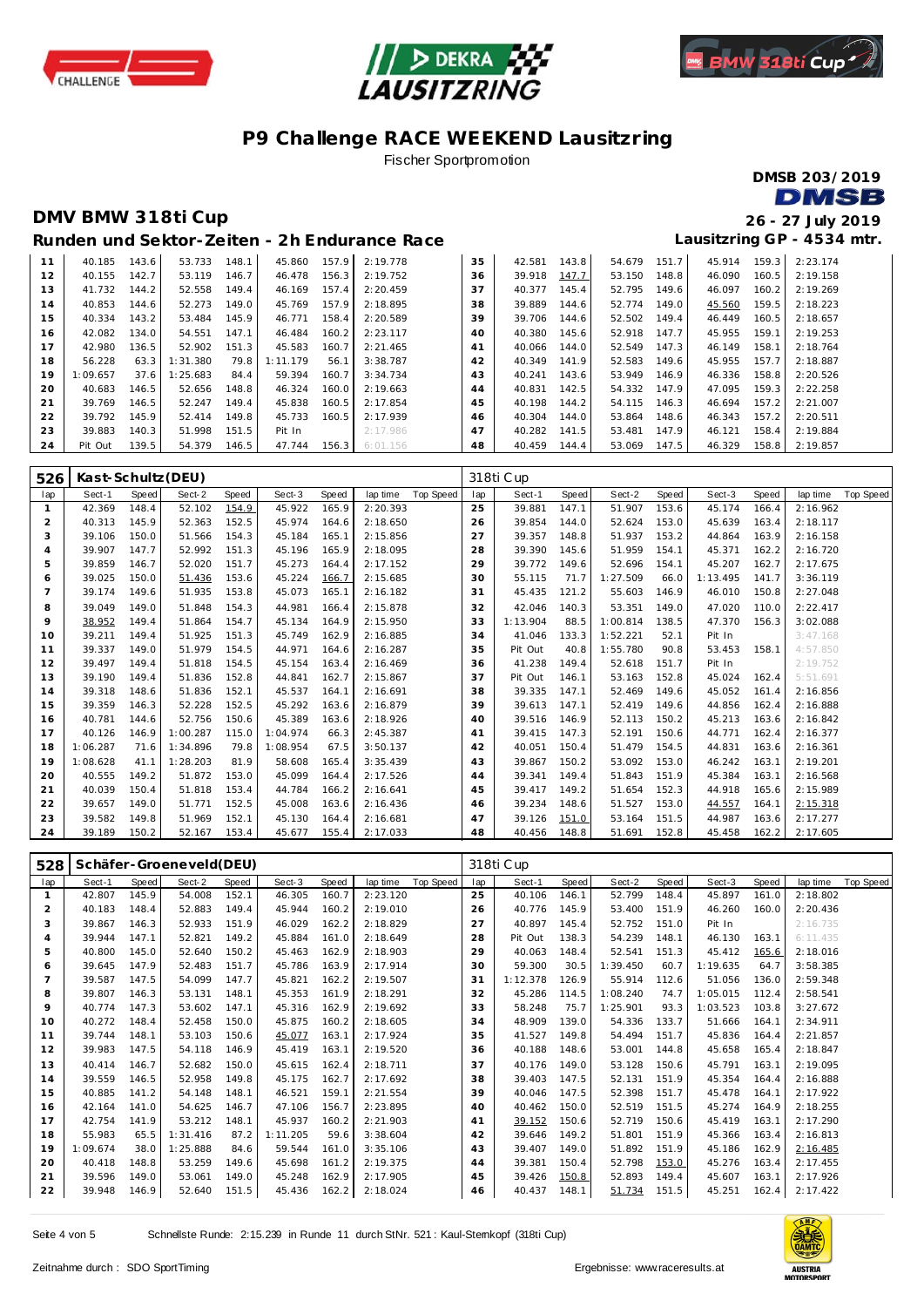# P9 Challenge RACE WEEKEND Lausitzring

Fischer Sportpromotion

DMSB 203/2019

## DMV BMW 318ti Cup

26 - 27 July 2019

### Runden und Sektor-Zeiten - 2h Endurance Race

Lausitzring GP - 4534 mtr.

| lap | Sect-1 | Speed | Sect-2 | Speed | Sect-3 | Speed | lap time | Top Speed | lap | Sect-1 | Speed | Sect-2 | Speed | Sect-3 | Speed | lap time | Top Speed |
|---|---|---|---|---|---|---|---|---|---|---|---|---|---|---|---|---|---|
| 11 | 40.185 | 143.6 | 53.733 | 148.1 | 45.860 | 157.9 | 2:19.778 | | 35 | 42.581 | 143.8 | 54.679 | 151.7 | 45.914 | 159.3 | 2:23.174 | |
| 12 | 40.155 | 142.7 | 53.119 | 146.7 | 46.478 | 156.3 | 2:19.752 | | 36 | 39.918 | 147.7 | 53.150 | 148.8 | 46.090 | 160.5 | 2:19.158 | |
| 13 | 41.732 | 144.2 | 52.558 | 149.4 | 46.169 | 157.4 | 2:20.459 | | 37 | 40.377 | 145.4 | 52.795 | 149.6 | 46.097 | 160.2 | 2:19.269 | |
| 14 | 40.853 | 144.6 | 52.273 | 149.0 | 45.769 | 157.9 | 2:18.895 | | 38 | 39.889 | 144.6 | 52.774 | 149.0 | 45.560 | 159.5 | 2:18.223 | |
| 15 | 40.334 | 143.2 | 53.484 | 145.9 | 46.771 | 158.4 | 2:20.589 | | 39 | 39.706 | 144.6 | 52.502 | 149.4 | 46.449 | 160.5 | 2:18.657 | |
| 16 | 42.082 | 134.0 | 54.551 | 147.1 | 46.484 | 160.2 | 2:23.117 | | 40 | 40.380 | 145.6 | 52.918 | 147.7 | 45.955 | 159.1 | 2:19.253 | |
| 17 | 42.980 | 136.5 | 52.902 | 151.3 | 45.583 | 160.7 | 2:21.465 | | 41 | 40.066 | 144.0 | 52.549 | 147.3 | 46.149 | 158.1 | 2:18.764 | |
| 18 | 56.228 | 63.3 | 1:31.380 | 79.8 | 1:11.179 | 56.1 | 3:38.787 | | 42 | 40.349 | 141.9 | 52.583 | 149.6 | 45.955 | 157.7 | 2:18.887 | |
| 19 | 1:09.657 | 37.6 | 1:25.683 | 84.4 | 59.394 | 160.7 | 3:34.734 | | 43 | 40.241 | 143.5 | 53.949 | 146.9 | 46.336 | 158.8 | 2:20.526 | |
| 20 | 40.683 | 146.5 | 52.656 | 148.8 | 46.324 | 160.0 | 2:19.663 | | 44 | 40.831 | 142.5 | 54.332 | 147.9 | 47.095 | 159.3 | 2:22.258 | |
| 21 | 39.769 | 146.5 | 52.247 | 149.4 | 45.838 | 160.5 | 2:17.854 | | 45 | 40.198 | 144.2 | 54.115 | 146.3 | 46.694 | 157.2 | 2:21.007 | |
| 22 | 39.792 | 145.9 | 52.414 | 149.8 | 45.733 | 160.5 | 2:17.939 | | 46 | 40.304 | 144.0 | 53.864 | 148.6 | 46.343 | 157.2 | 2:20.511 | |
| 23 | 39.883 | 140.3 | 51.998 | 151.5 | Pit In | | 2:17.986 | | 47 | 40.282 | 141.5 | 53.481 | 147.9 | 46.121 | 158.4 | 2:19.884 | |
| 24 | Pit Out | 139.5 | 54.379 | 146.5 | 47.744 | 156.3 | 6:01.156 | | 48 | 40.459 | 144.4 | 53.069 | 147.5 | 46.329 | 158.8 | 2:19.857 | |

**526 Kast-Schultz(DEU)** — 318ti Cup

| lap | Sect-1 | Speed | Sect-2 | Speed | Sect-3 | Speed | lap time | Top Speed | lap | Sect-1 | Speed | Sect-2 | Speed | Sect-3 | Speed | lap time | Top Speed |
|---|---|---|---|---|---|---|---|---|---|---|---|---|---|---|---|---|---|
| 1 | 42.369 | 148.4 | 52.102 | 154.9 | 45.922 | 165.9 | 2:20.393 | | 25 | 39.881 | 147.1 | 51.907 | 153.6 | 45.174 | 166.4 | 2:16.962 | |
| 2 | 40.313 | 145.9 | 52.363 | 152.5 | 45.974 | 164.6 | 2:18.650 | | 26 | 39.854 | 144.0 | 52.624 | 153.0 | 45.639 | 163.4 | 2:18.117 | |
| 3 | 39.106 | 150.0 | 51.566 | 154.3 | 45.184 | 165.1 | 2:15.856 | | 27 | 39.357 | 148.8 | 51.937 | 153.2 | 44.864 | 163.9 | 2:16.158 | |
| 4 | 39.907 | 147.7 | 52.992 | 151.3 | 45.196 | 165.9 | 2:18.095 | | 28 | 39.390 | 145.6 | 51.959 | 154.1 | 45.371 | 162.2 | 2:16.720 | |
| 5 | 39.859 | 146.7 | 52.020 | 151.7 | 45.273 | 164.4 | 2:17.152 | | 29 | 39.772 | 149.6 | 52.696 | 154.1 | 45.207 | 162.7 | 2:17.675 | |
| 6 | 39.025 | 150.0 | 51.436 | 153.6 | 45.224 | 166.7 | 2:15.685 | | 30 | 55.115 | 71.7 | 1:27.509 | 66.0 | 1:13.495 | 141.7 | 3:36.119 | |
| 7 | 39.174 | 149.6 | 51.935 | 153.8 | 45.073 | 165.1 | 2:16.182 | | 31 | 45.435 | 121.2 | 55.603 | 146.9 | 46.010 | 150.8 | 2:27.048 | |
| 8 | 39.049 | 149.0 | 51.848 | 154.3 | 44.981 | 166.4 | 2:15.878 | | 32 | 42.046 | 140.3 | 53.351 | 149.0 | 47.020 | 110.0 | 2:22.417 | |
| 9 | 38.952 | 149.4 | 51.864 | 154.7 | 45.134 | 164.9 | 2:15.950 | | 33 | 1:13.904 | 88.5 | 1:00.814 | 138.5 | 47.370 | 156.3 | 3:02.088 | |
| 10 | 39.211 | 149.4 | 51.925 | 151.3 | 45.749 | 162.9 | 2:16.885 | | 34 | 41.046 | 133.3 | 1:52.221 | 52.1 | Pit In | | 3:47.168 | |
| 11 | 39.337 | 149.0 | 51.979 | 154.5 | 44.971 | 164.6 | 2:16.287 | | 35 | Pit Out | 40.8 | 1:55.780 | 90.8 | 53.453 | 158.1 | 4:57.850 | |
| 12 | 39.497 | 149.4 | 51.818 | 154.5 | 45.154 | 163.4 | 2:16.469 | | 36 | 41.238 | 149.4 | 52.618 | 151.7 | Pit In | | 2:19.752 | |
| 13 | 39.190 | 149.4 | 51.836 | 152.8 | 44.841 | 162.7 | 2:15.867 | | 37 | Pit Out | 146.1 | 53.163 | 152.8 | 45.024 | 162.4 | 5:51.691 | |
| 14 | 39.318 | 148.6 | 51.836 | 152.1 | 45.537 | 164.1 | 2:16.691 | | 38 | 39.335 | 147.1 | 52.469 | 149.6 | 45.052 | 161.4 | 2:16.856 | |
| 15 | 39.359 | 146.3 | 52.228 | 152.5 | 45.292 | 163.6 | 2:16.879 | | 39 | 39.613 | 147.1 | 52.419 | 149.6 | 44.856 | 162.4 | 2:16.888 | |
| 16 | 40.781 | 144.6 | 52.756 | 150.6 | 45.389 | 163.6 | 2:18.926 | | 40 | 39.516 | 146.9 | 52.113 | 150.2 | 45.213 | 163.6 | 2:16.842 | |
| 17 | 40.126 | 146.9 | 1:00.287 | 115.0 | 1:04.974 | 66.3 | 2:45.387 | | 41 | 39.415 | 147.3 | 52.191 | 150.6 | 44.771 | 162.4 | 2:16.377 | |
| 18 | 1:06.287 | 71.6 | 1:34.896 | 79.8 | 1:08.954 | 67.5 | 3:50.137 | | 42 | 40.051 | 150.4 | 51.479 | 154.5 | 44.831 | 163.6 | 2:16.361 | |
| 19 | 1:08.628 | 41.1 | 1:28.203 | 81.9 | 58.608 | 165.4 | 3:35.439 | | 43 | 39.867 | 150.2 | 53.092 | 153.0 | 46.242 | 163.1 | 2:19.201 | |
| 20 | 40.555 | 149.2 | 51.872 | 153.0 | 45.099 | 164.4 | 2:17.526 | | 44 | 39.341 | 149.4 | 51.843 | 151.9 | 45.384 | 163.1 | 2:16.568 | |
| 21 | 40.039 | 150.4 | 51.818 | 153.4 | 44.784 | 166.2 | 2:16.641 | | 45 | 39.417 | 149.2 | 51.654 | 152.3 | 44.918 | 165.6 | 2:15.989 | |
| 22 | 39.657 | 149.0 | 51.771 | 152.5 | 45.008 | 163.6 | 2:16.436 | | 46 | 39.234 | 148.6 | 51.527 | 153.0 | 44.557 | 164.1 | 2:15.318 | |
| 23 | 39.582 | 149.8 | 51.969 | 152.1 | 45.130 | 164.4 | 2:16.681 | | 47 | 39.126 | 151.0 | 53.164 | 151.5 | 44.987 | 163.6 | 2:17.277 | |
| 24 | 39.189 | 150.2 | 52.167 | 153.4 | 45.677 | 155.4 | 2:17.033 | | 48 | 40.456 | 148.8 | 51.691 | 152.8 | 45.458 | 162.2 | 2:17.605 | |

**528 Schäfer-Groeneveld(DEU)** — 318ti Cup

| lap | Sect-1 | Speed | Sect-2 | Speed | Sect-3 | Speed | lap time | Top Speed | lap | Sect-1 | Speed | Sect-2 | Speed | Sect-3 | Speed | lap time | Top Speed |
|---|---|---|---|---|---|---|---|---|---|---|---|---|---|---|---|---|---|
| 1 | 42.807 | 145.9 | 54.008 | 152.1 | 46.305 | 160.7 | 2:23.120 | | 25 | 40.106 | 146.1 | 52.799 | 148.4 | 45.897 | 161.0 | 2:18.802 | |
| 2 | 40.183 | 148.4 | 52.883 | 149.4 | 45.944 | 160.2 | 2:19.010 | | 26 | 40.776 | 145.9 | 53.400 | 151.9 | 46.260 | 160.0 | 2:20.436 | |
| 3 | 39.867 | 146.3 | 52.933 | 151.9 | 46.029 | 162.2 | 2:18.829 | | 27 | 40.897 | 145.4 | 52.752 | 151.0 | Pit In | | 2:16.735 | |
| 4 | 39.944 | 147.1 | 52.821 | 149.2 | 45.884 | 161.0 | 2:18.649 | | 28 | Pit Out | 138.3 | 54.239 | 148.1 | 46.130 | 163.1 | 6:11.435 | |
| 5 | 40.800 | 145.0 | 52.640 | 150.2 | 45.463 | 162.9 | 2:18.903 | | 29 | 40.063 | 148.4 | 52.541 | 151.3 | 45.412 | 165.6 | 2:18.016 | |
| 6 | 39.645 | 147.9 | 52.483 | 151.7 | 45.786 | 163.9 | 2:17.914 | | 30 | 59.300 | 30.5 | 1:39.450 | 60.7 | 1:19.635 | 64.7 | 3:58.385 | |
| 7 | 39.587 | 147.5 | 54.099 | 147.7 | 45.821 | 162.2 | 2:19.507 | | 31 | 1:12.378 | 126.9 | 55.914 | 112.6 | 51.056 | 136.0 | 2:59.348 | |
| 8 | 39.807 | 146.3 | 53.131 | 148.1 | 45.353 | 161.9 | 2:18.291 | | 32 | 45.286 | 114.5 | 1:08.240 | 74.7 | 1:05.015 | 112.4 | 2:58.541 | |
| 9 | 40.774 | 147.3 | 53.602 | 147.1 | 45.316 | 162.9 | 2:19.692 | | 33 | 58.248 | 75.7 | 1:25.901 | 93.3 | 1:03.523 | 103.8 | 3:27.672 | |
| 10 | 40.272 | 148.4 | 52.458 | 150.0 | 45.875 | 160.2 | 2:18.605 | | 34 | 48.909 | 139.0 | 54.336 | 133.7 | 51.666 | 164.1 | 2:34.911 | |
| 11 | 39.744 | 148.1 | 53.103 | 150.6 | 45.077 | 163.1 | 2:17.924 | | 35 | 41.527 | 149.8 | 54.494 | 151.7 | 45.836 | 164.4 | 2:21.857 | |
| 12 | 39.983 | 147.5 | 54.118 | 146.9 | 45.419 | 163.1 | 2:19.520 | | 36 | 40.188 | 148.6 | 53.001 | 144.8 | 45.658 | 165.4 | 2:18.847 | |
| 13 | 40.414 | 146.7 | 52.682 | 150.0 | 45.615 | 162.4 | 2:18.711 | | 37 | 40.176 | 149.0 | 53.128 | 150.6 | 45.791 | 163.1 | 2:19.095 | |
| 14 | 39.559 | 146.5 | 52.958 | 149.8 | 45.175 | 162.7 | 2:17.692 | | 38 | 39.403 | 147.5 | 52.131 | 151.9 | 45.354 | 164.4 | 2:16.888 | |
| 15 | 40.885 | 141.2 | 54.148 | 148.1 | 46.521 | 159.1 | 2:21.554 | | 39 | 40.046 | 147.5 | 52.398 | 151.7 | 45.478 | 164.1 | 2:17.922 | |
| 16 | 42.164 | 141.0 | 54.625 | 146.7 | 47.106 | 156.7 | 2:23.895 | | 40 | 40.462 | 150.0 | 52.519 | 151.5 | 45.274 | 164.9 | 2:18.255 | |
| 17 | 42.754 | 141.9 | 53.212 | 148.1 | 45.937 | 160.2 | 2:21.903 | | 41 | 39.152 | 150.6 | 52.719 | 150.6 | 45.419 | 163.1 | 2:17.290 | |
| 18 | 55.983 | 65.5 | 1:31.416 | 87.2 | 1:11.205 | 59.6 | 3:38.604 | | 42 | 39.646 | 149.2 | 51.801 | 151.9 | 45.366 | 163.4 | 2:16.813 | |
| 19 | 1:09.674 | 38.0 | 1:25.888 | 84.6 | 59.544 | 161.0 | 3:35.106 | | 43 | 39.407 | 149.0 | 51.892 | 151.9 | 45.186 | 162.9 | 2:16.485 | |
| 20 | 40.418 | 148.8 | 53.259 | 149.6 | 45.698 | 161.2 | 2:19.375 | | 44 | 39.381 | 150.4 | 52.798 | 153.0 | 45.276 | 163.4 | 2:17.455 | |
| 21 | 39.596 | 149.0 | 53.061 | 149.0 | 45.248 | 162.9 | 2:17.905 | | 45 | 39.426 | 150.8 | 52.893 | 149.4 | 45.607 | 163.1 | 2:17.926 | |
| 22 | 39.948 | 146.9 | 52.640 | 151.5 | 45.436 | 162.2 | 2:18.024 | | 46 | 40.437 | 148.1 | 51.734 | 151.5 | 45.251 | 162.4 | 2:17.422 | |

Schnellste Runde: 2:15.239 in Runde 11 durch StNr. 521 : Kaul-Sternkopf (318ti Cup)

Zeitnahme durch : SDO SportTiming

Ergebnisse: www.raceresults.at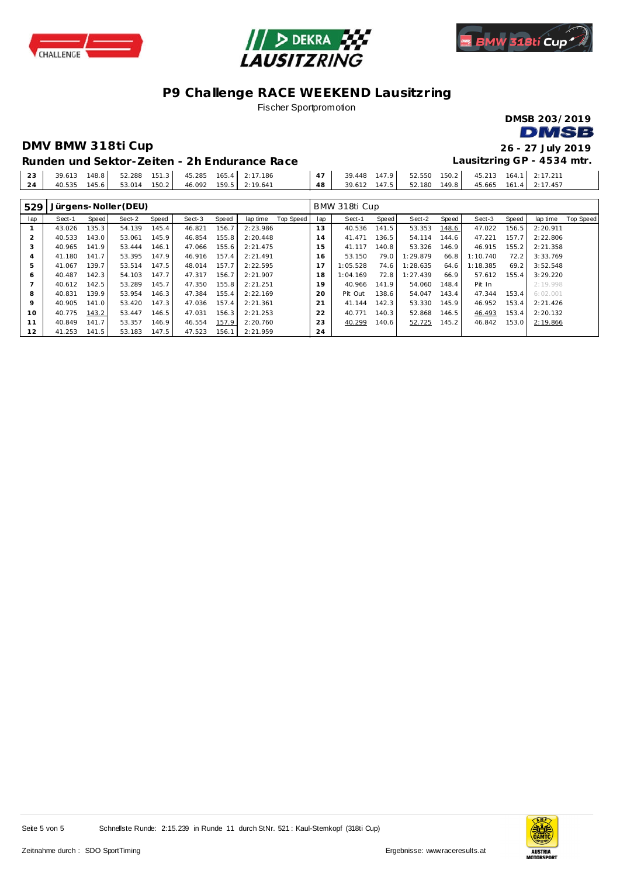# P9 Challenge RACE WEEKEND Lausitzring

Fischer Sportpromotion

DMSB 203/2019

## DMV BMW 318ti Cup

26 - 27 July 2019

### Runden und Sektor-Zeiten - 2h Endurance Race

Lausitzring GP - 4534 mtr.

| lap | Sect-1 | Speed | Sect-2 | Speed | Sect-3 | Speed | lap time | Top Speed | lap | Sect-1 | Speed | Sect-2 | Speed | Sect-3 | Speed | lap time | Top Speed |
|---|---|---|---|---|---|---|---|---|---|---|---|---|---|---|---|---|---|
| 23 | 39.613 | 148.8 | 52.288 | 151.3 | 45.285 | 165.4 | 2:17.186 | | 47 | 39.448 | 147.9 | 52.550 | 150.2 | 45.213 | 164.1 | 2:17.211 | |
| 24 | 40.535 | 145.6 | 53.014 | 150.2 | 46.092 | 159.5 | 2:19.641 | | 48 | 39.612 | 147.5 | 52.180 | 149.8 | 45.665 | 161.4 | 2:17.457 | |

**529 Jürgens-Noller(DEU)** — BMW 318ti Cup

| lap | Sect-1 | Speed | Sect-2 | Speed | Sect-3 | Speed | lap time | Top Speed | lap | Sect-1 | Speed | Sect-2 | Speed | Sect-3 | Speed | lap time | Top Speed |
|---|---|---|---|---|---|---|---|---|---|---|---|---|---|---|---|---|---|
| 1 | 43.026 | 135.3 | 54.139 | 145.4 | 46.821 | 156.7 | 2:23.986 | | 13 | 40.536 | 141.5 | 53.353 | 148.6 | 47.022 | 156.5 | 2:20.911 | |
| 2 | 40.533 | 143.0 | 53.061 | 145.9 | 46.854 | 155.8 | 2:20.448 | | 14 | 41.471 | 136.5 | 54.114 | 144.6 | 47.221 | 157.7 | 2:22.806 | |
| 3 | 40.965 | 141.9 | 53.444 | 146.1 | 47.066 | 155.6 | 2:21.475 | | 15 | 41.117 | 140.8 | 53.326 | 146.9 | 46.915 | 155.2 | 2:21.358 | |
| 4 | 41.180 | 141.7 | 53.395 | 147.9 | 46.916 | 157.4 | 2:21.491 | | 16 | 53.150 | 79.0 | 1:29.879 | 66.8 | 1:10.740 | 72.2 | 3:33.769 | |
| 5 | 41.067 | 139.7 | 53.514 | 147.5 | 48.014 | 157.7 | 2:22.595 | | 17 | 1:05.528 | 74.6 | 1:28.635 | 64.6 | 1:18.385 | 69.2 | 3:52.548 | |
| 6 | 40.487 | 142.3 | 54.103 | 147.7 | 47.317 | 156.7 | 2:21.907 | | 18 | 1:04.169 | 72.8 | 1:27.439 | 66.9 | 57.612 | 155.4 | 3:29.220 | |
| 7 | 40.612 | 142.5 | 53.289 | 145.7 | 47.350 | 155.8 | 2:21.251 | | 19 | 40.966 | 141.9 | 54.060 | 148.4 | Pit In | | 2:19.998 | |
| 8 | 40.831 | 139.9 | 53.954 | 146.3 | 47.384 | 155.4 | 2:22.169 | | 20 | Pit Out | 138.6 | 54.047 | 143.4 | 47.344 | 153.4 | 6:02.001 | |
| 9 | 40.905 | 141.0 | 53.420 | 147.3 | 47.036 | 157.4 | 2:21.361 | | 21 | 41.144 | 142.3 | 53.330 | 145.9 | 46.952 | 153.4 | 2:21.426 | |
| 10 | 40.775 | 143.2 | 53.447 | 146.5 | 47.031 | 156.3 | 2:21.253 | | 22 | 40.771 | 140.3 | 52.868 | 146.5 | 46.493 | 153.4 | 2:20.132 | |
| 11 | 40.849 | 141.7 | 53.357 | 146.9 | 46.554 | 157.9 | 2:20.760 | | 23 | 40.299 | 140.6 | 52.725 | 145.2 | 46.842 | 153.0 | 2:19.866 | |
| 12 | 41.253 | 141.5 | 53.183 | 147.5 | 47.523 | 156.1 | 2:21.959 | | 24 | | | | | | | | |

Schnellste Runde: 2:15.239 in Runde 11 durch StNr. 521 : Kaul-Sternkopf (318ti Cup)

Zeitnahme durch : SDO SportTiming

Ergebnisse: www.raceresults.at